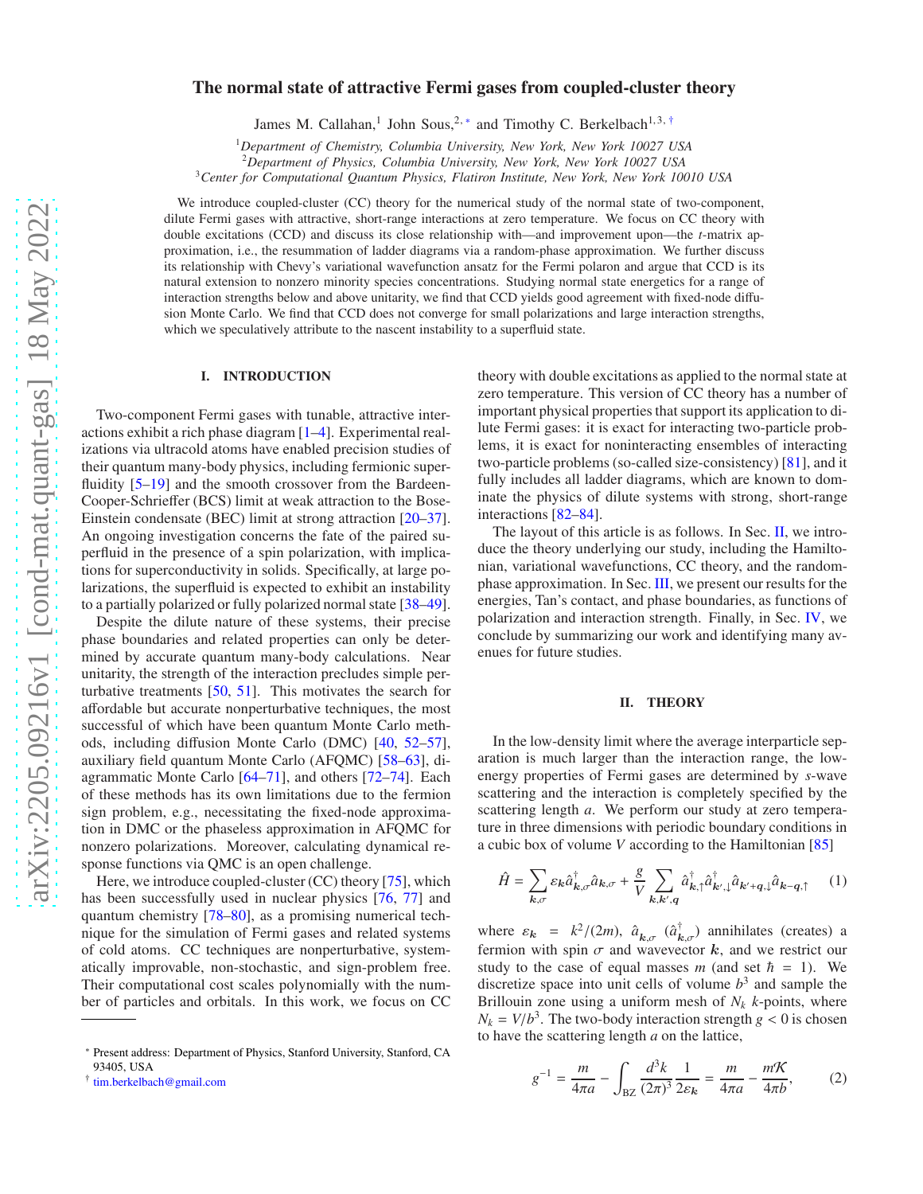# The normal state of attractive Fermi gases from coupled-cluster theory

James M. Callahan,[1] John Sous,[2,*] and Timothy C. Berkelbach[1,3,†]

[1] *Department of Chemistry, Columbia University, New York, New York 10027 USA*
[2] *Department of Physics, Columbia University, New York, New York 10027 USA*
[3] *Center for Computational Quantum Physics, Flatiron Institute, New York, New York 10010 USA*

We introduce coupled-cluster (CC) theory for the numerical study of the normal state of two-component, dilute Fermi gases with attractive, short-range interactions at zero temperature. We focus on CC theory with double excitations (CCD) and discuss its close relationship with—and improvement upon—the $t$-matrix approximation, i.e., the resummation of ladder diagrams via a random-phase approximation. We further discuss its relationship with Chevy's variational wavefunction ansatz for the Fermi polaron and argue that CCD is its natural extension to nonzero minority species concentrations. Studying normal state energetics for a range of interaction strengths below and above unitarity, we find that CCD yields good agreement with fixed-node diffusion Monte Carlo. We find that CCD does not converge for small polarizations and large interaction strengths, which we speculatively attribute to the nascent instability to a superfluid state.

## I. INTRODUCTION

Two-component Fermi gases with tunable, attractive interactions exhibit a rich phase diagram [1–4]. Experimental realizations via ultracold atoms have enabled precision studies of their quantum many-body physics, including fermionic superfluidity [5–19] and the smooth crossover from the Bardeen-Cooper-Schrieffer (BCS) limit at weak attraction to the Bose-Einstein condensate (BEC) limit at strong attraction [20–37]. An ongoing investigation concerns the fate of the paired superfluid in the presence of a spin polarization, with implications for superconductivity in solids. Specifically, at large polarizations, the superfluid is expected to exhibit an instability to a partially polarized or fully polarized normal state [38–49].

Despite the dilute nature of these systems, their precise phase boundaries and related properties can only be determined by accurate quantum many-body calculations. Near unitarity, the strength of the interaction precludes simple perturbative treatments [50, 51]. This motivates the search for affordable but accurate nonperturbative techniques, the most successful of which have been quantum Monte Carlo methods, including diffusion Monte Carlo (DMC) [40, 52–57], auxiliary field quantum Monte Carlo (AFQMC) [58–63], diagrammatic Monte Carlo [64–71], and others [72–74]. Each of these methods has its own limitations due to the fermion sign problem, e.g., necessitating the fixed-node approximation in DMC or the phaseless approximation in AFQMC for nonzero polarizations. Moreover, calculating dynamical response functions via QMC is an open challenge.

Here, we introduce coupled-cluster (CC) theory [75], which has been successfully used in nuclear physics [76, 77] and quantum chemistry [78–80], as a promising numerical technique for the simulation of Fermi gases and related systems of cold atoms. CC techniques are nonperturbative, systematically improvable, non-stochastic, and sign-problem free. Their computational cost scales polynomially with the number of particles and orbitals. In this work, we focus on CC theory with double excitations as applied to the normal state at zero temperature. This version of CC theory has a number of important physical properties that support its application to dilute Fermi gases: it is exact for interacting two-particle problems, it is exact for noninteracting ensembles of interacting two-particle problems (so-called size-consistency) [81], and it fully includes all ladder diagrams, which are known to dominate the physics of dilute systems with strong, short-range interactions [82–84].

The layout of this article is as follows. In Sec. II, we introduce the theory underlying our study, including the Hamiltonian, variational wavefunctions, CC theory, and the random-phase approximation. In Sec. III, we present our results for the energies, Tan's contact, and phase boundaries, as functions of polarization and interaction strength. Finally, in Sec. IV, we conclude by summarizing our work and identifying many avenues for future studies.

## II. THEORY

In the low-density limit where the average interparticle separation is much larger than the interaction range, the low-energy properties of Fermi gases are determined by $s$-wave scattering and the interaction is completely specified by the scattering length $a$. We perform our study at zero temperature in three dimensions with periodic boundary conditions in a cubic box of volume $V$ according to the Hamiltonian [85]

$$\hat{H} = \sum_{\boldsymbol{k},\sigma} \varepsilon_{\boldsymbol{k}} \hat{a}^\dagger_{\boldsymbol{k},\sigma} \hat{a}_{\boldsymbol{k},\sigma} + \frac{g}{V} \sum_{\boldsymbol{k},\boldsymbol{k}',\boldsymbol{q}} \hat{a}^\dagger_{\boldsymbol{k},\uparrow} \hat{a}^\dagger_{\boldsymbol{k}',\downarrow} \hat{a}_{\boldsymbol{k}'+\boldsymbol{q},\downarrow} \hat{a}_{\boldsymbol{k}-\boldsymbol{q},\uparrow} \tag{1}$$

where $\varepsilon_{\boldsymbol{k}} = k^2/(2m)$, $\hat{a}_{\boldsymbol{k},\sigma}$ ($\hat{a}^\dagger_{\boldsymbol{k},\sigma}$) annihilates (creates) a fermion with spin $\sigma$ and wavevector $\boldsymbol{k}$, and we restrict our study to the case of equal masses $m$ (and set $\hbar = 1$). We discretize space into unit cells of volume $b^3$ and sample the Brillouin zone using a uniform mesh of $N_k$ $k$-points, where $N_k = V/b^3$. The two-body interaction strength $g < 0$ is chosen to have the scattering length $a$ on the lattice,

$$g^{-1} = \frac{m}{4\pi a} - \int_{\mathrm{BZ}} \frac{d^3k}{(2\pi)^3} \frac{1}{2\varepsilon_{\boldsymbol{k}}} = \frac{m}{4\pi a} - \frac{m\mathcal{K}}{4\pi b}, \tag{2}$$

---

[*] Present address: Department of Physics, Stanford University, Stanford, CA 93405, USA
[†] tim.berkelbach@gmail.com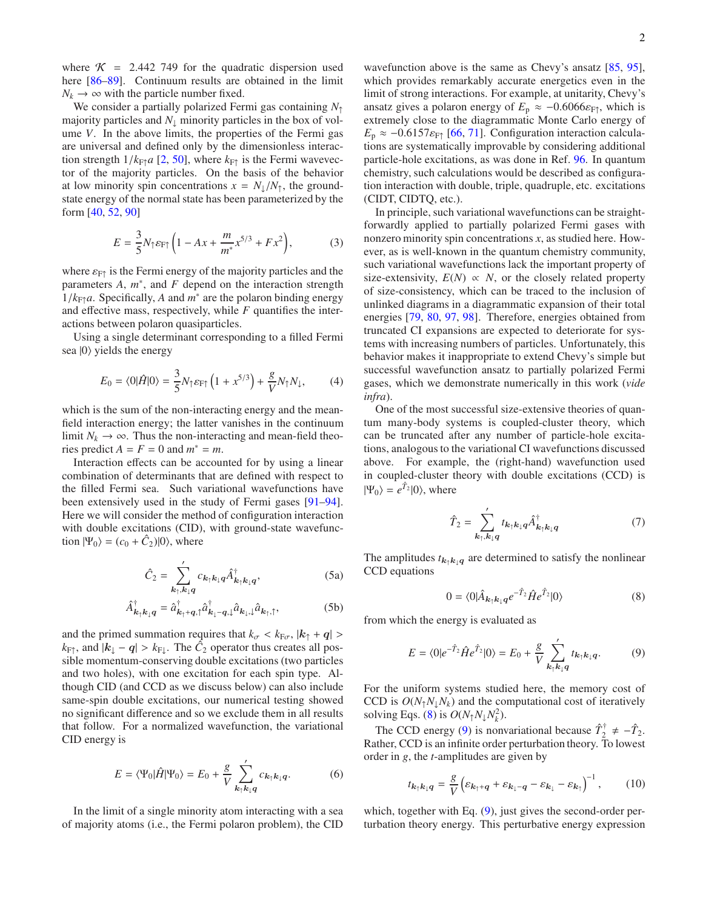where $\mathcal{K} = 2.442\ 749$ for the quadratic dispersion used here [86–89]. Continuum results are obtained in the limit $N_k \to \infty$ with the particle number fixed.

We consider a partially polarized Fermi gas containing $N_\uparrow$ majority particles and $N_\downarrow$ minority particles in the box of volume $V$. In the above limits, the properties of the Fermi gas are universal and defined only by the dimensionless interaction strength $1/k_{F\uparrow}a$ [2, 50], where $k_{F\uparrow}$ is the Fermi wavevector of the majority particles. On the basis of the behavior at low minority spin concentrations $x = N_\downarrow/N_\uparrow$, the ground-state energy of the normal state has been parameterized by the form [40, 52, 90]

$$E = \frac{3}{5}N_\uparrow\varepsilon_{F\uparrow}\left(1 - Ax + \frac{m}{m^*}x^{5/3} + Fx^2\right), \tag{3}$$

where $\varepsilon_{F\uparrow}$ is the Fermi energy of the majority particles and the parameters $A$, $m^*$, and $F$ depend on the interaction strength $1/k_{F\uparrow}a$. Specifically, $A$ and $m^*$ are the polaron binding energy and effective mass, respectively, while $F$ quantifies the interactions between polaron quasiparticles.

Using a single determinant corresponding to a filled Fermi sea $|0\rangle$ yields the energy

$$E_0 = \langle 0|\hat{H}|0\rangle = \frac{3}{5}N_\uparrow\varepsilon_{F\uparrow}\left(1 + x^{5/3}\right) + \frac{g}{V}N_\uparrow N_\downarrow, \tag{4}$$

which is the sum of the non-interacting energy and the mean-field interaction energy; the latter vanishes in the continuum limit $N_k \to \infty$. Thus the non-interacting and mean-field theories predict $A = F = 0$ and $m^* = m$.

Interaction effects can be accounted for by using a linear combination of determinants that are defined with respect to the filled Fermi sea. Such variational wavefunctions have been extensively used in the study of Fermi gases [91–94]. Here we will consider the method of configuration interaction with double excitations (CID), with ground-state wavefunction $|\Psi_0\rangle = (c_0 + \hat{C}_2)|0\rangle$, where

$$\hat{C}_2 = \sum_{\boldsymbol{k}_\uparrow,\boldsymbol{k}_\downarrow\boldsymbol{q}}{}' c_{\boldsymbol{k}_\uparrow\boldsymbol{k}_\downarrow\boldsymbol{q}}\hat{A}^\dagger_{\boldsymbol{k}_\uparrow\boldsymbol{k}_\downarrow\boldsymbol{q}}, \tag{5a}$$

$$\hat{A}^\dagger_{\boldsymbol{k}_\uparrow\boldsymbol{k}_\downarrow\boldsymbol{q}} = \hat{a}^\dagger_{\boldsymbol{k}_\uparrow+\boldsymbol{q},\uparrow}\hat{a}^\dagger_{\boldsymbol{k}_\downarrow-\boldsymbol{q},\downarrow}\hat{a}_{\boldsymbol{k}_\downarrow,\downarrow}\hat{a}_{\boldsymbol{k}_\uparrow,\uparrow}, \tag{5b}$$

and the primed summation requires that $k_\sigma < k_{F\sigma}$, $|\boldsymbol{k}_\uparrow + \boldsymbol{q}| > k_{F\uparrow}$, and $|\boldsymbol{k}_\downarrow - \boldsymbol{q}| > k_{F\downarrow}$. The $\hat{C}_2$ operator thus creates all possible momentum-conserving double excitations (two particles and two holes), with one excitation for each spin type. Although CID (and CCD as we discuss below) can also include same-spin double excitations, our numerical testing showed no significant difference and so we exclude them in all results that follow. For a normalized wavefunction, the variational CID energy is

$$E = \langle\Psi_0|\hat{H}|\Psi_0\rangle = E_0 + \frac{g}{V}\sum_{\boldsymbol{k}_\uparrow\boldsymbol{k}_\downarrow\boldsymbol{q}}{}' c_{\boldsymbol{k}_\uparrow\boldsymbol{k}_\downarrow\boldsymbol{q}}. \tag{6}$$

In the limit of a single minority atom interacting with a sea of majority atoms (i.e., the Fermi polaron problem), the CID wavefunction above is the same as Chevy's ansatz [85, 95], which provides remarkably accurate energetics even in the limit of strong interactions. For example, at unitarity, Chevy's ansatz gives a polaron energy of $E_p \approx -0.6066\varepsilon_{F\uparrow}$, which is extremely close to the diagrammatic Monte Carlo energy of $E_p \approx -0.6157\varepsilon_{F\uparrow}$ [66, 71]. Configuration interaction calculations are systematically improvable by considering additional particle-hole excitations, as was done in Ref. 96. In quantum chemistry, such calculations would be described as configuration interaction with double, triple, quadruple, etc. excitations (CIDT, CIDTQ, etc.).

In principle, such variational wavefunctions can be straightforwardly applied to partially polarized Fermi gases with nonzero minority spin concentrations $x$, as studied here. However, as is well-known in the quantum chemistry community, such variational wavefunctions lack the important property of size-extensivity, $E(N) \propto N$, or the closely related property of size-consistency, which can be traced to the inclusion of unlinked diagrams in a diagrammatic expansion of their total energies [79, 80, 97, 98]. Therefore, energies obtained from truncated CI expansions are expected to deteriorate for systems with increasing numbers of particles. Unfortunately, this behavior makes it inappropriate to extend Chevy's simple but successful wavefunction ansatz to partially polarized Fermi gases, which we demonstrate numerically in this work (*vide infra*).

One of the most successful size-extensive theories of quantum many-body systems is coupled-cluster theory, which can be truncated after any number of particle-hole excitations, analogous to the variational CI wavefunctions discussed above. For example, the (right-hand) wavefunction used in coupled-cluster theory with double excitations (CCD) is $|\Psi_0\rangle = e^{\hat{T}_2}|0\rangle$, where

$$\hat{T}_2 = \sum_{\boldsymbol{k}_\uparrow,\boldsymbol{k}_\downarrow\boldsymbol{q}}{}' t_{\boldsymbol{k}_\uparrow\boldsymbol{k}_\downarrow\boldsymbol{q}}\hat{A}^\dagger_{\boldsymbol{k}_\uparrow\boldsymbol{k}_\downarrow\boldsymbol{q}} \tag{7}$$

The amplitudes $t_{\boldsymbol{k}_\uparrow\boldsymbol{k}_\downarrow\boldsymbol{q}}$ are determined to satisfy the nonlinear CCD equations

$$0 = \langle 0|\hat{A}_{\boldsymbol{k}_\uparrow\boldsymbol{k}_\downarrow\boldsymbol{q}}e^{-\hat{T}_2}\hat{H}e^{\hat{T}_2}|0\rangle \tag{8}$$

from which the energy is evaluated as

$$E = \langle 0|e^{-\hat{T}_2}\hat{H}e^{\hat{T}_2}|0\rangle = E_0 + \frac{g}{V}\sum_{\boldsymbol{k}_\uparrow\boldsymbol{k}_\downarrow\boldsymbol{q}}{}' t_{\boldsymbol{k}_\uparrow\boldsymbol{k}_\downarrow\boldsymbol{q}}. \tag{9}$$

For the uniform systems studied here, the memory cost of CCD is $O(N_\uparrow N_\downarrow N_k)$ and the computational cost of iteratively solving Eqs. (8) is $O(N_\uparrow N_\downarrow N_k^2)$.

The CCD energy (9) is nonvariational because $\hat{T}_2^\dagger \neq -\hat{T}_2$. Rather, CCD is an infinite order perturbation theory. To lowest order in $g$, the $t$-amplitudes are given by

$$t_{\boldsymbol{k}_\uparrow\boldsymbol{k}_\downarrow\boldsymbol{q}} = \frac{g}{V}\left(\varepsilon_{\boldsymbol{k}_\uparrow+\boldsymbol{q}} + \varepsilon_{\boldsymbol{k}_\downarrow-\boldsymbol{q}} - \varepsilon_{\boldsymbol{k}_\downarrow} - \varepsilon_{\boldsymbol{k}_\uparrow}\right)^{-1}, \tag{10}$$

which, together with Eq. (9), just gives the second-order perturbation theory energy. This perturbative energy expression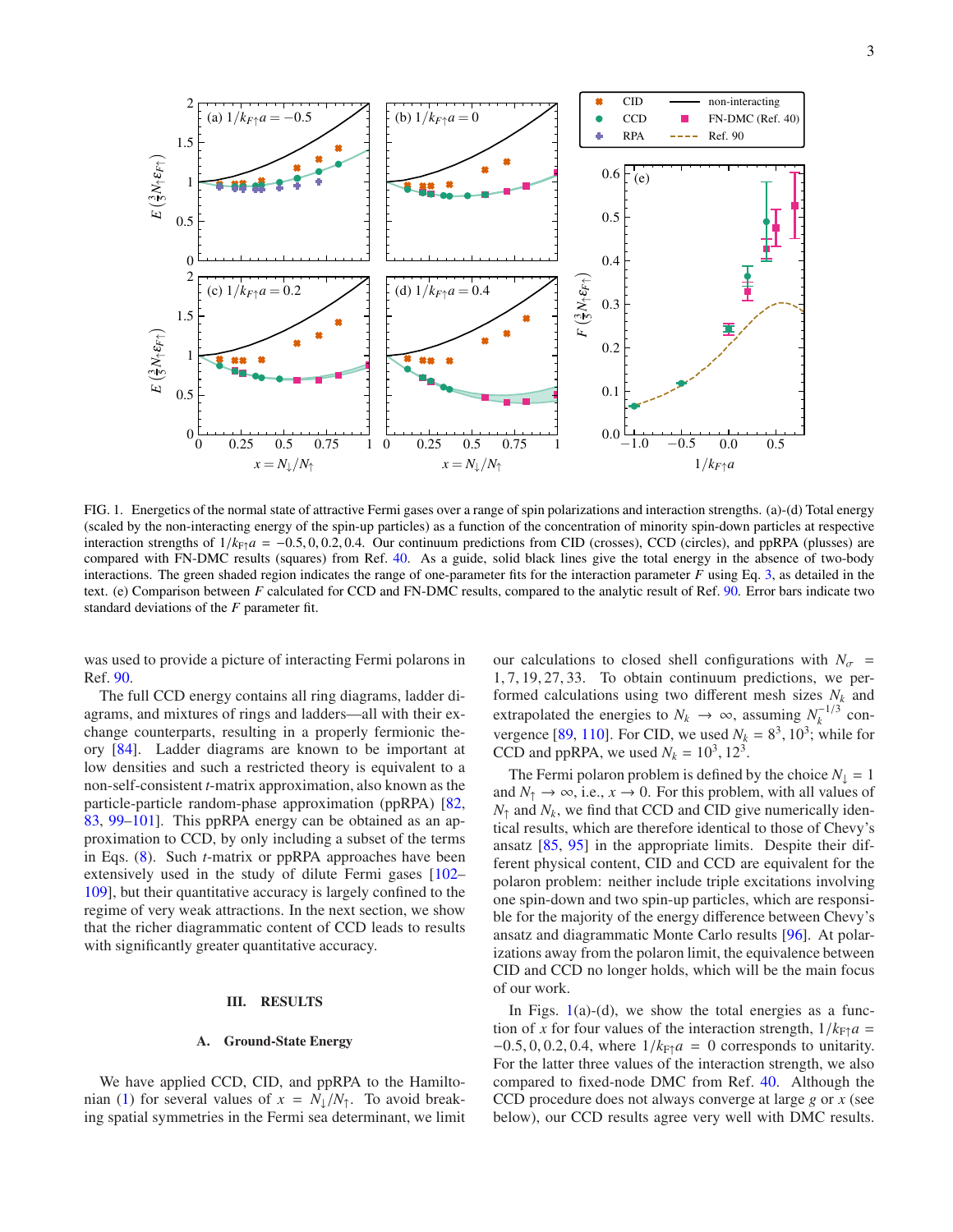FIG. 1. Energetics of the normal state of attractive Fermi gases over a range of spin polarizations and interaction strengths. (a)-(d) Total energy (scaled by the non-interacting energy of the spin-up particles) as a function of the concentration of minority spin-down particles at respective interaction strengths of $1/k_{F\uparrow}a = -0.5, 0, 0.2, 0.4$. Our continuum predictions from CID (crosses), CCD (circles), and ppRPA (plusses) are compared with FN-DMC results (squares) from Ref. 40. As a guide, solid black lines give the total energy in the absence of two-body interactions. The green shaded region indicates the range of one-parameter fits for the interaction parameter $F$ using Eq. 3, as detailed in the text. (e) Comparison between $F$ calculated for CCD and FN-DMC results, compared to the analytic result of Ref. 90. Error bars indicate two standard deviations of the $F$ parameter fit.

was used to provide a picture of interacting Fermi polarons in Ref. 90.

The full CCD energy contains all ring diagrams, ladder diagrams, and mixtures of rings and ladders—all with their exchange counterparts, resulting in a properly fermionic theory [84]. Ladder diagrams are known to be important at low densities and such a restricted theory is equivalent to a non-self-consistent $t$-matrix approximation, also known as the particle-particle random-phase approximation (ppRPA) [82, 83, 99–101]. This ppRPA energy can be obtained as an approximation to CCD, by only including a subset of the terms in Eqs. (8). Such $t$-matrix or ppRPA approaches have been extensively used in the study of dilute Fermi gases [102–109], but their quantitative accuracy is largely confined to the regime of very weak attractions. In the next section, we show that the richer diagrammatic content of CCD leads to results with significantly greater quantitative accuracy.

## III. RESULTS

### A. Ground-State Energy

We have applied CCD, CID, and ppRPA to the Hamiltonian (1) for several values of $x = N_\downarrow/N_\uparrow$. To avoid breaking spatial symmetries in the Fermi sea determinant, we limit our calculations to closed shell configurations with $N_\sigma = 1, 7, 19, 27, 33$. To obtain continuum predictions, we performed calculations using two different mesh sizes $N_k$ and extrapolated the energies to $N_k \to \infty$, assuming $N_k^{-1/3}$ convergence [89, 110]. For CID, we used $N_k = 8^3, 10^3$; while for CCD and ppRPA, we used $N_k = 10^3, 12^3$.

The Fermi polaron problem is defined by the choice $N_\downarrow = 1$ and $N_\uparrow \to \infty$, i.e., $x \to 0$. For this problem, with all values of $N_\uparrow$ and $N_k$, we find that CCD and CID give numerically identical results, which are therefore identical to those of Chevy's ansatz [85, 95] in the appropriate limits. Despite their different physical content, CID and CCD are equivalent for the polaron problem: neither include triple excitations involving one spin-down and two spin-up particles, which are responsible for the majority of the energy difference between Chevy's ansatz and diagrammatic Monte Carlo results [96]. At polarizations away from the polaron limit, the equivalence between CID and CCD no longer holds, which will be the main focus of our work.

In Figs. 1(a)-(d), we show the total energies as a function of $x$ for four values of the interaction strength, $1/k_{F\uparrow}a = -0.5, 0, 0.2, 0.4$, where $1/k_{F\uparrow}a = 0$ corresponds to unitarity. For the latter three values of the interaction strength, we also compared to fixed-node DMC from Ref. 40. Although the CCD procedure does not always converge at large $g$ or $x$ (see below), our CCD results agree very well with DMC results.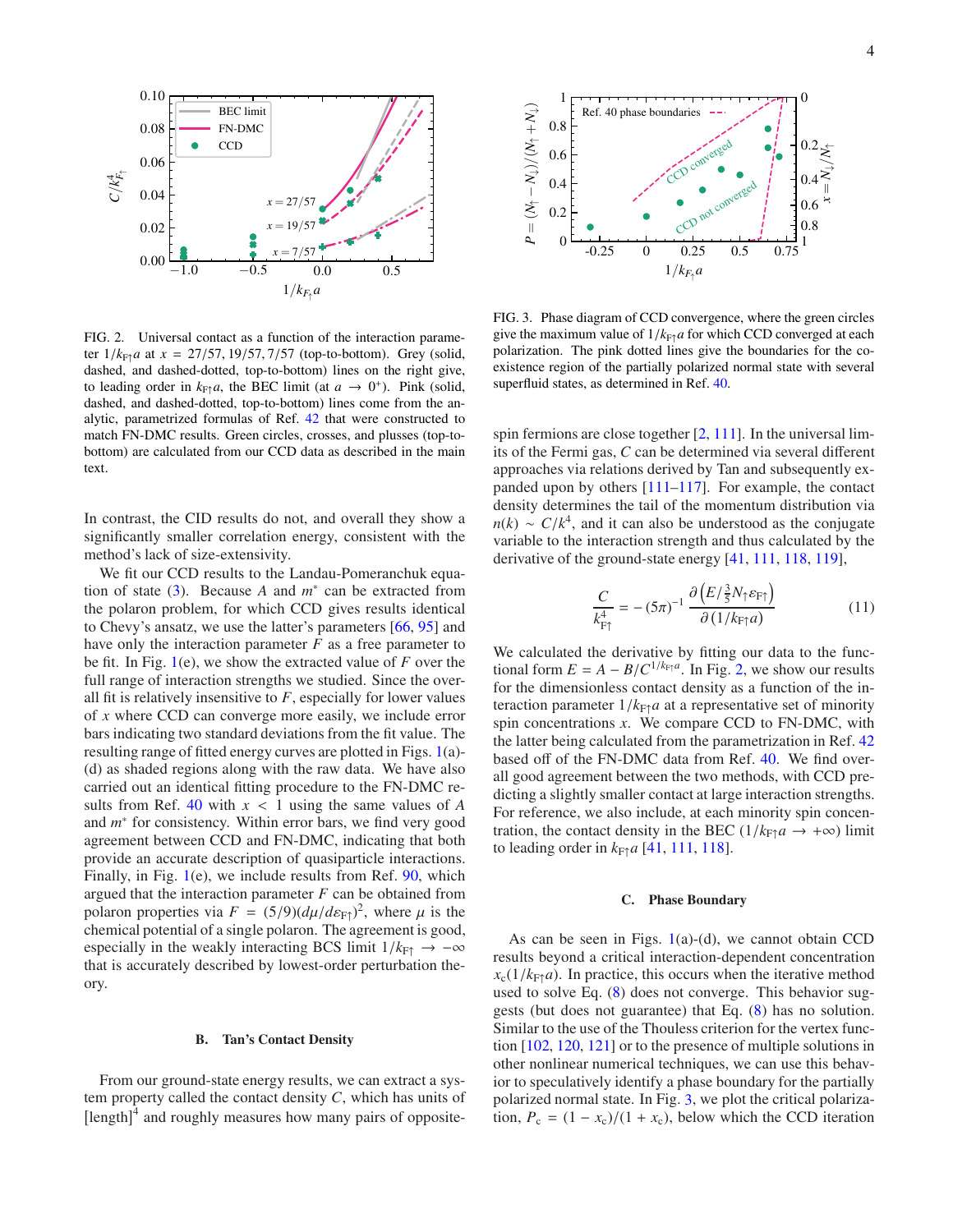FIG. 2. Universal contact as a function of the interaction parameter $1/k_{F\uparrow}a$ at $x = 27/57, 19/57, 7/57$ (top-to-bottom). Grey (solid, dashed, and dashed-dotted, top-to-bottom) lines on the right give, to leading order in $k_{F\uparrow}a$, the BEC limit (at $a \to 0^+$). Pink (solid, dashed, and dashed-dotted, top-to-bottom) lines come from the analytic, parametrized formulas of Ref. 42 that were constructed to match FN-DMC results. Green circles, crosses, and plusses (top-to-bottom) are calculated from our CCD data as described in the main text.

FIG. 3. Phase diagram of CCD convergence, where the green circles give the maximum value of $1/k_{F\uparrow}a$ for which CCD converged at each polarization. The pink dotted lines give the boundaries for the coexistence region of the partially polarized normal state with several superfluid states, as determined in Ref. 40.

In contrast, the CID results do not, and overall they show a significantly smaller correlation energy, consistent with the method's lack of size-extensivity.

We fit our CCD results to the Landau-Pomeranchuk equation of state (3). Because $A$ and $m^*$ can be extracted from the polaron problem, for which CCD gives results identical to Chevy's ansatz, we use the latter's parameters [66, 95] and have only the interaction parameter $F$ as a free parameter to be fit. In Fig. 1(e), we show the extracted value of $F$ over the full range of interaction strengths we studied. Since the overall fit is relatively insensitive to $F$, especially for lower values of $x$ where CCD can converge more easily, we include error bars indicating two standard deviations from the fit value. The resulting range of fitted energy curves are plotted in Figs. 1(a)-(d) as shaded regions along with the raw data. We have also carried out an identical fitting procedure to the FN-DMC results from Ref. 40 with $x < 1$ using the same values of $A$ and $m^*$ for consistency. Within error bars, we find very good agreement between CCD and FN-DMC, indicating that both provide an accurate description of quasiparticle interactions. Finally, in Fig. 1(e), we include results from Ref. 90, which argued that the interaction parameter $F$ can be obtained from polaron properties via $F = (5/9)(d\mu/d\varepsilon_{F\uparrow})^2$, where $\mu$ is the chemical potential of a single polaron. The agreement is good, especially in the weakly interacting BCS limit $1/k_{F\uparrow} \to -\infty$ that is accurately described by lowest-order perturbation theory.

### B. Tan's Contact Density

From our ground-state energy results, we can extract a system property called the contact density $C$, which has units of $[\text{length}]^4$ and roughly measures how many pairs of opposite-spin fermions are close together [2, 111]. In the universal limits of the Fermi gas, $C$ can be determined via several different approaches via relations derived by Tan and subsequently expanded upon by others [111–117]. For example, the contact density determines the tail of the momentum distribution via $n(k) \sim C/k^4$, and it can also be understood as the conjugate variable to the interaction strength and thus calculated by the derivative of the ground-state energy [41, 111, 118, 119],

$$\frac{C}{k_{F\uparrow}^4} = -(5\pi)^{-1}\frac{\partial\left(E/\frac{3}{5}N_\uparrow\varepsilon_{F\uparrow}\right)}{\partial\left(1/k_{F\uparrow}a\right)} \tag{11}$$

We calculated the derivative by fitting our data to the functional form $E = A - B/C^{1/k_{F\uparrow}a}$. In Fig. 2, we show our results for the dimensionless contact density as a function of the interaction parameter $1/k_{F\uparrow}a$ at a representative set of minority spin concentrations $x$. We compare CCD to FN-DMC, with the latter being calculated from the parametrization in Ref. 42 based off of the FN-DMC data from Ref. 40. We find overall good agreement between the two methods, with CCD predicting a slightly smaller contact at large interaction strengths. For reference, we also include, at each minority spin concentration, the contact density in the BEC ($1/k_{F\uparrow}a \to +\infty$) limit to leading order in $k_{F\uparrow}a$ [41, 111, 118].

### C. Phase Boundary

As can be seen in Figs. 1(a)-(d), we cannot obtain CCD results beyond a critical interaction-dependent concentration $x_c(1/k_{F\uparrow}a)$. In practice, this occurs when the iterative method used to solve Eq. (8) does not converge. This behavior suggests (but does not guarantee) that Eq. (8) has no solution. Similar to the use of the Thouless criterion for the vertex function [102, 120, 121] or to the presence of multiple solutions in other nonlinear numerical techniques, we can use this behavior to speculatively identify a phase boundary for the partially polarized normal state. In Fig. 3, we plot the critical polarization, $P_c = (1 - x_c)/(1 + x_c)$, below which the CCD iteration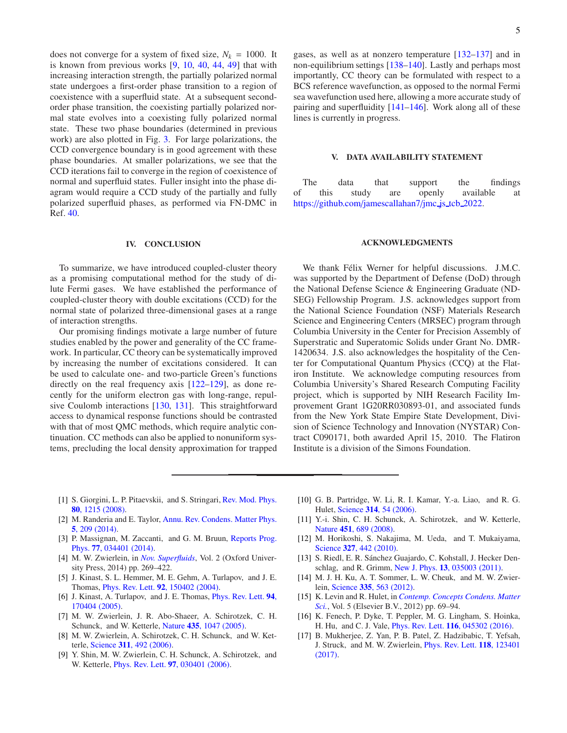does not converge for a system of fixed size, $N_k = 1000$. It is known from previous works [9, 10, 40, 44, 49] that with increasing interaction strength, the partially polarized normal state undergoes a first-order phase transition to a region of coexistence with a superfluid state. At a subsequent second-order phase transition, the coexisting partially polarized normal state evolves into a coexisting fully polarized normal state. These two phase boundaries (determined in previous work) are also plotted in Fig. 3. For large polarizations, the CCD convergence boundary is in good agreement with these phase boundaries. At smaller polarizations, we see that the CCD iterations fail to converge in the region of coexistence of normal and superfluid states. Fuller insight into the phase diagram would require a CCD study of the partially and fully polarized superfluid phases, as performed via FN-DMC in Ref. 40.

## IV. CONCLUSION

To summarize, we have introduced coupled-cluster theory as a promising computational method for the study of dilute Fermi gases. We have established the performance of coupled-cluster theory with double excitations (CCD) for the normal state of polarized three-dimensional gases at a range of interaction strengths.

Our promising findings motivate a large number of future studies enabled by the power and generality of the CC framework. In particular, CC theory can be systematically improved by increasing the number of excitations considered. It can be used to calculate one- and two-particle Green's functions directly on the real frequency axis [122–129], as done recently for the uniform electron gas with long-range, repulsive Coulomb interactions [130, 131]. This straightforward access to dynamical response functions should be contrasted with that of most QMC methods, which require analytic continuation. CC methods can also be applied to nonuniform systems, precluding the local density approximation for trapped gases, as well as at nonzero temperature [132–137] and in non-equilibrium settings [138–140]. Lastly and perhaps most importantly, CC theory can be formulated with respect to a BCS reference wavefunction, as opposed to the normal Fermi sea wavefunction used here, allowing a more accurate study of pairing and superfluidity [141–146]. Work along all of these lines is currently in progress.

## V. DATA AVAILABILITY STATEMENT

The data that support the findings of this study are openly available at https://github.com/jamescallahan7/jmc_js_tcb_2022.

## ACKNOWLEDGMENTS

We thank Félix Werner for helpful discussions. J.M.C. was supported by the Department of Defense (DoD) through the National Defense Science & Engineering Graduate (NDSEG) Fellowship Program. J.S. acknowledges support from the National Science Foundation (NSF) Materials Research Science and Engineering Centers (MRSEC) program through Columbia University in the Center for Precision Assembly of Superstratic and Superatomic Solids under Grant No. DMR-1420634. J.S. also acknowledges the hospitality of the Center for Computational Quantum Physics (CCQ) at the Flatiron Institute. We acknowledge computing resources from Columbia University's Shared Research Computing Facility project, which is supported by NIH Research Facility Improvement Grant 1G20RR030893-01, and associated funds from the New York State Empire State Development, Division of Science Technology and Innovation (NYSTAR) Contract C090171, both awarded April 15, 2010. The Flatiron Institute is a division of the Simons Foundation.

---

[1] S. Giorgini, L. P. Pitaevskii, and S. Stringari, Rev. Mod. Phys. **80**, 1215 (2008).

[2] M. Randeria and E. Taylor, Annu. Rev. Condens. Matter Phys. **5**, 209 (2014).

[3] P. Massignan, M. Zaccanti, and G. M. Bruun, Reports Prog. Phys. **77**, 034401 (2014).

[4] M. W. Zwierlein, in *Nov. Superfluids*, Vol. 2 (Oxford University Press, 2014) pp. 269–422.

[5] J. Kinast, S. L. Hemmer, M. E. Gehm, A. Turlapov, and J. E. Thomas, Phys. Rev. Lett. **92**, 150402 (2004).

[6] J. Kinast, A. Turlapov, and J. E. Thomas, Phys. Rev. Lett. **94**, 170404 (2005).

[7] M. W. Zwierlein, J. R. Abo-Shaeer, A. Schirotzek, C. H. Schunck, and W. Ketterle, Nature **435**, 1047 (2005).

[8] M. W. Zwierlein, A. Schirotzek, C. H. Schunck, and W. Ketterle, Science **311**, 492 (2006).

[9] Y. Shin, M. W. Zwierlein, C. H. Schunck, A. Schirotzek, and W. Ketterle, Phys. Rev. Lett. **97**, 030401 (2006).

[10] G. B. Partridge, W. Li, R. I. Kamar, Y.-a. Liao, and R. G. Hulet, Science **314**, 54 (2006).

[11] Y.-i. Shin, C. H. Schunck, A. Schirotzek, and W. Ketterle, Nature **451**, 689 (2008).

[12] M. Horikoshi, S. Nakajima, M. Ueda, and T. Mukaiyama, Science **327**, 442 (2010).

[13] S. Riedl, E. R. Sánchez Guajardo, C. Kohstall, J. Hecker Denschlag, and R. Grimm, New J. Phys. **13**, 035003 (2011).

[14] M. J. H. Ku, A. T. Sommer, L. W. Cheuk, and M. W. Zwierlein, Science **335**, 563 (2012).

[15] K. Levin and R. Hulet, in *Contemp. Concepts Condens. Matter Sci.*, Vol. 5 (Elsevier B.V., 2012) pp. 69–94.

[16] K. Fenech, P. Dyke, T. Peppler, M. G. Lingham, S. Hoinka, H. Hu, and C. J. Vale, Phys. Rev. Lett. **116**, 045302 (2016).

[17] B. Mukherjee, Z. Yan, P. B. Patel, Z. Hadzibabic, T. Yefsah, J. Struck, and M. W. Zwierlein, Phys. Rev. Lett. **118**, 123401 (2017).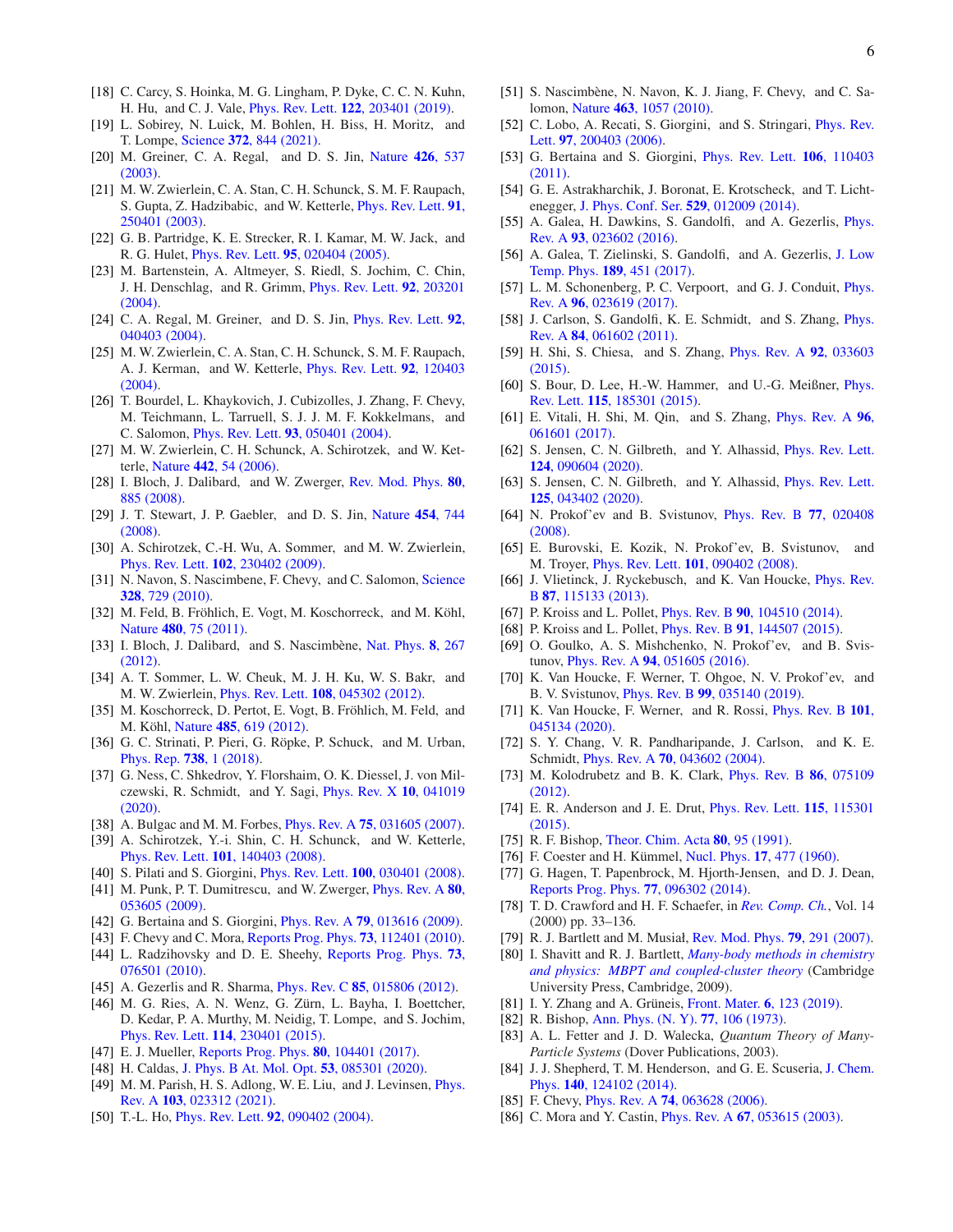[18] C. Carcy, S. Hoinka, M. G. Lingham, P. Dyke, C. C. N. Kuhn, H. Hu, and C. J. Vale, Phys. Rev. Lett. **122**, 203401 (2019).

[19] L. Sobirey, N. Luick, M. Bohlen, H. Biss, H. Moritz, and T. Lompe, Science **372**, 844 (2021).

[20] M. Greiner, C. A. Regal, and D. S. Jin, Nature **426**, 537 (2003).

[21] M. W. Zwierlein, C. A. Stan, C. H. Schunck, S. M. F. Raupach, S. Gupta, Z. Hadzibabic, and W. Ketterle, Phys. Rev. Lett. **91**, 250401 (2003).

[22] G. B. Partridge, K. E. Strecker, R. I. Kamar, M. W. Jack, and R. G. Hulet, Phys. Rev. Lett. **95**, 020404 (2005).

[23] M. Bartenstein, A. Altmeyer, S. Riedl, S. Jochim, C. Chin, J. H. Denschlag, and R. Grimm, Phys. Rev. Lett. **92**, 203201 (2004).

[24] C. A. Regal, M. Greiner, and D. S. Jin, Phys. Rev. Lett. **92**, 040403 (2004).

[25] M. W. Zwierlein, C. A. Stan, C. H. Schunck, S. M. F. Raupach, A. J. Kerman, and W. Ketterle, Phys. Rev. Lett. **92**, 120403 (2004).

[26] T. Bourdel, L. Khaykovich, J. Cubizolles, J. Zhang, F. Chevy, M. Teichmann, L. Tarruell, S. J. J. M. F. Kokkelmans, and C. Salomon, Phys. Rev. Lett. **93**, 050401 (2004).

[27] M. W. Zwierlein, C. H. Schunck, A. Schirotzek, and W. Ketterle, Nature **442**, 54 (2006).

[28] I. Bloch, J. Dalibard, and W. Zwerger, Rev. Mod. Phys. **80**, 885 (2008).

[29] J. T. Stewart, J. P. Gaebler, and D. S. Jin, Nature **454**, 744 (2008).

[30] A. Schirotzek, C.-H. Wu, A. Sommer, and M. W. Zwierlein, Phys. Rev. Lett. **102**, 230402 (2009).

[31] N. Navon, S. Nascimbene, F. Chevy, and C. Salomon, Science **328**, 729 (2010).

[32] M. Feld, B. Fröhlich, E. Vogt, M. Koschorreck, and M. Köhl, Nature **480**, 75 (2011).

[33] I. Bloch, J. Dalibard, and S. Nascimbène, Nat. Phys. **8**, 267 (2012).

[34] A. T. Sommer, L. W. Cheuk, M. J. H. Ku, W. S. Bakr, and M. W. Zwierlein, Phys. Rev. Lett. **108**, 045302 (2012).

[35] M. Koschorreck, D. Pertot, E. Vogt, B. Fröhlich, M. Feld, and M. Köhl, Nature **485**, 619 (2012).

[36] G. C. Strinati, P. Pieri, G. Röpke, P. Schuck, and M. Urban, Phys. Rep. **738**, 1 (2018).

[37] G. Ness, C. Shkedrov, Y. Florshaim, O. K. Diessel, J. von Milczewski, R. Schmidt, and Y. Sagi, Phys. Rev. X **10**, 041019 (2020).

[38] A. Bulgac and M. M. Forbes, Phys. Rev. A **75**, 031605 (2007).

[39] A. Schirotzek, Y.-i. Shin, C. H. Schunck, and W. Ketterle, Phys. Rev. Lett. **101**, 140403 (2008).

[40] S. Pilati and S. Giorgini, Phys. Rev. Lett. **100**, 030401 (2008).

[41] M. Punk, P. T. Dumitrescu, and W. Zwerger, Phys. Rev. A **80**, 053605 (2009).

[42] G. Bertaina and S. Giorgini, Phys. Rev. A **79**, 013616 (2009).

[43] F. Chevy and C. Mora, Reports Prog. Phys. **73**, 112401 (2010).

[44] L. Radzihovsky and D. E. Sheehy, Reports Prog. Phys. **73**, 076501 (2010).

[45] A. Gezerlis and R. Sharma, Phys. Rev. C **85**, 015806 (2012).

[46] M. G. Ries, A. N. Wenz, G. Zürn, L. Bayha, I. Boettcher, D. Kedar, P. A. Murthy, M. Neidig, T. Lompe, and S. Jochim, Phys. Rev. Lett. **114**, 230401 (2015).

[47] E. J. Mueller, Reports Prog. Phys. **80**, 104401 (2017).

[48] H. Caldas, J. Phys. B At. Mol. Opt. **53**, 085301 (2020).

[49] M. M. Parish, H. S. Adlong, W. E. Liu, and J. Levinsen, Phys. Rev. A **103**, 023312 (2021).

[50] T.-L. Ho, Phys. Rev. Lett. **92**, 090402 (2004).

[51] S. Nascimbène, N. Navon, K. J. Jiang, F. Chevy, and C. Salomon, Nature **463**, 1057 (2010).

[52] C. Lobo, A. Recati, S. Giorgini, and S. Stringari, Phys. Rev. Lett. **97**, 200403 (2006).

[53] G. Bertaina and S. Giorgini, Phys. Rev. Lett. **106**, 110403 (2011).

[54] G. E. Astrakharchik, J. Boronat, E. Krotscheck, and T. Lichtenegger, J. Phys. Conf. Ser. **529**, 012009 (2014).

[55] A. Galea, H. Dawkins, S. Gandolfi, and A. Gezerlis, Phys. Rev. A **93**, 023602 (2016).

[56] A. Galea, T. Zielinski, S. Gandolfi, and A. Gezerlis, J. Low Temp. Phys. **189**, 451 (2017).

[57] L. M. Schonenberg, P. C. Verpoort, and G. J. Conduit, Phys. Rev. A **96**, 023619 (2017).

[58] J. Carlson, S. Gandolfi, K. E. Schmidt, and S. Zhang, Phys. Rev. A **84**, 061602 (2011).

[59] H. Shi, S. Chiesa, and S. Zhang, Phys. Rev. A **92**, 033603 (2015).

[60] S. Bour, D. Lee, H.-W. Hammer, and U.-G. Meißner, Phys. Rev. Lett. **115**, 185301 (2015).

[61] E. Vitali, H. Shi, M. Qin, and S. Zhang, Phys. Rev. A **96**, 061601 (2017).

[62] S. Jensen, C. N. Gilbreth, and Y. Alhassid, Phys. Rev. Lett. **124**, 090604 (2020).

[63] S. Jensen, C. N. Gilbreth, and Y. Alhassid, Phys. Rev. Lett. **125**, 043402 (2020).

[64] N. Prokof'ev and B. Svistunov, Phys. Rev. B **77**, 020408 (2008).

[65] E. Burovski, E. Kozik, N. Prokof'ev, B. Svistunov, and M. Troyer, Phys. Rev. Lett. **101**, 090402 (2008).

[66] J. Vlietinck, J. Ryckebusch, and K. Van Houcke, Phys. Rev. B **87**, 115133 (2013).

[67] P. Kroiss and L. Pollet, Phys. Rev. B **90**, 104510 (2014).

[68] P. Kroiss and L. Pollet, Phys. Rev. B **91**, 144507 (2015).

[69] O. Goulko, A. S. Mishchenko, N. Prokof'ev, and B. Svistunov, Phys. Rev. A **94**, 051605 (2016).

[70] K. Van Houcke, F. Werner, T. Ohgoe, N. V. Prokof'ev, and B. V. Svistunov, Phys. Rev. B **99**, 035140 (2019).

[71] K. Van Houcke, F. Werner, and R. Rossi, Phys. Rev. B **101**, 045134 (2020).

[72] S. Y. Chang, V. R. Pandharipande, J. Carlson, and K. E. Schmidt, Phys. Rev. A **70**, 043602 (2004).

[73] M. Kolodrubetz and B. K. Clark, Phys. Rev. B **86**, 075109 (2012).

[74] E. R. Anderson and J. E. Drut, Phys. Rev. Lett. **115**, 115301 (2015).

[75] R. F. Bishop, Theor. Chim. Acta **80**, 95 (1991).

[76] F. Coester and H. Kümmel, Nucl. Phys. **17**, 477 (1960).

[77] G. Hagen, T. Papenbrock, M. Hjorth-Jensen, and D. J. Dean, Reports Prog. Phys. **77**, 096302 (2014).

[78] T. D. Crawford and H. F. Schaefer, in *Rev. Comp. Ch.*, Vol. 14 (2000) pp. 33–136.

[79] R. J. Bartlett and M. Musiał, Rev. Mod. Phys. **79**, 291 (2007).

[80] I. Shavitt and R. J. Bartlett, *Many-body methods in chemistry and physics: MBPT and coupled-cluster theory* (Cambridge University Press, Cambridge, 2009).

[81] I. Y. Zhang and A. Grüneis, Front. Mater. **6**, 123 (2019).

[82] R. Bishop, Ann. Phys. (N. Y). **77**, 106 (1973).

[83] A. L. Fetter and J. D. Walecka, *Quantum Theory of Many-Particle Systems* (Dover Publications, 2003).

[84] J. J. Shepherd, T. M. Henderson, and G. E. Scuseria, J. Chem. Phys. **140**, 124102 (2014).

[85] F. Chevy, Phys. Rev. A **74**, 063628 (2006).

[86] C. Mora and Y. Castin, Phys. Rev. A **67**, 053615 (2003).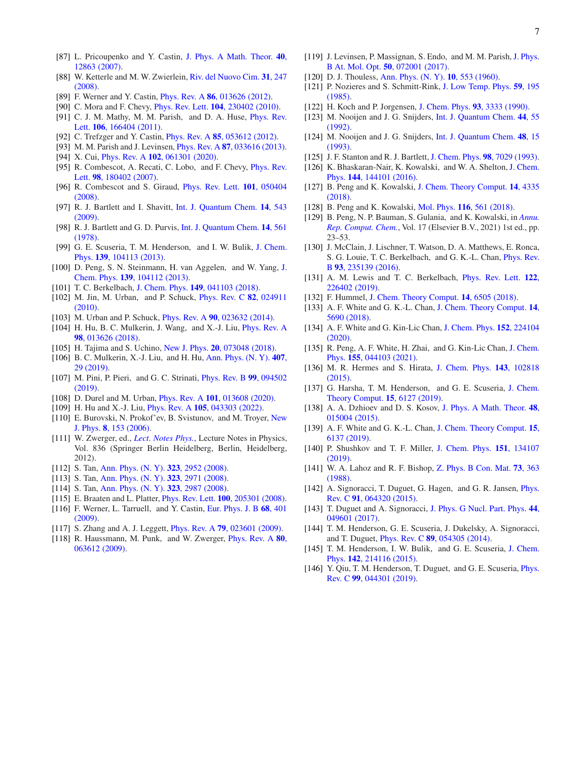[87] L. Pricoupenko and Y. Castin, J. Phys. A Math. Theor. **40**, 12863 (2007).

[88] W. Ketterle and M. W. Zwierlein, Riv. del Nuovo Cim. **31**, 247 (2008).

[89] F. Werner and Y. Castin, Phys. Rev. A **86**, 013626 (2012).

[90] C. Mora and F. Chevy, Phys. Rev. Lett. **104**, 230402 (2010).

[91] C. J. M. Mathy, M. M. Parish, and D. A. Huse, Phys. Rev. Lett. **106**, 166404 (2011).

[92] C. Trefzger and Y. Castin, Phys. Rev. A **85**, 053612 (2012).

[93] M. M. Parish and J. Levinsen, Phys. Rev. A **87**, 033616 (2013).

[94] X. Cui, Phys. Rev. A **102**, 061301 (2020).

[95] R. Combescot, A. Recati, C. Lobo, and F. Chevy, Phys. Rev. Lett. **98**, 180402 (2007).

[96] R. Combescot and S. Giraud, Phys. Rev. Lett. **101**, 050404 (2008).

[97] R. J. Bartlett and I. Shavitt, Int. J. Quantum Chem. **14**, 543 (2009).

[98] R. J. Bartlett and G. D. Purvis, Int. J. Quantum Chem. **14**, 561 (1978).

[99] G. E. Scuseria, T. M. Henderson, and I. W. Bulik, J. Chem. Phys. **139**, 104113 (2013).

[100] D. Peng, S. N. Steinmann, H. van Aggelen, and W. Yang, J. Chem. Phys. **139**, 104112 (2013).

[101] T. C. Berkelbach, J. Chem. Phys. **149**, 041103 (2018).

[102] M. Jin, M. Urban, and P. Schuck, Phys. Rev. C **82**, 024911 (2010).

[103] M. Urban and P. Schuck, Phys. Rev. A **90**, 023632 (2014).

[104] H. Hu, B. C. Mulkerin, J. Wang, and X.-J. Liu, Phys. Rev. A **98**, 013626 (2018).

[105] H. Tajima and S. Uchino, New J. Phys. **20**, 073048 (2018).

[106] B. C. Mulkerin, X.-J. Liu, and H. Hu, Ann. Phys. (N. Y). **407**, 29 (2019).

[107] M. Pini, P. Pieri, and G. C. Strinati, Phys. Rev. B **99**, 094502 (2019).

[108] D. Durel and M. Urban, Phys. Rev. A **101**, 013608 (2020).

[109] H. Hu and X.-J. Liu, Phys. Rev. A **105**, 043303 (2022).

[110] E. Burovski, N. Prokof'ev, B. Svistunov, and M. Troyer, New J. Phys. **8**, 153 (2006).

[111] W. Zwerger, ed., *Lect. Notes Phys.*, Lecture Notes in Physics, Vol. 836 (Springer Berlin Heidelberg, Berlin, Heidelberg, 2012).

[112] S. Tan, Ann. Phys. (N. Y). **323**, 2952 (2008).

[113] S. Tan, Ann. Phys. (N. Y). **323**, 2971 (2008).

[114] S. Tan, Ann. Phys. (N. Y). **323**, 2987 (2008).

[115] E. Braaten and L. Platter, Phys. Rev. Lett. **100**, 205301 (2008).

[116] F. Werner, L. Tarruell, and Y. Castin, Eur. Phys. J. B **68**, 401 (2009).

[117] S. Zhang and A. J. Leggett, Phys. Rev. A **79**, 023601 (2009).

[118] R. Haussmann, M. Punk, and W. Zwerger, Phys. Rev. A **80**, 063612 (2009).

[119] J. Levinsen, P. Massignan, S. Endo, and M. M. Parish, J. Phys. B At. Mol. Opt. **50**, 072001 (2017).

[120] D. J. Thouless, Ann. Phys. (N. Y). **10**, 553 (1960).

[121] P. Nozieres and S. Schmitt-Rink, J. Low Temp. Phys. **59**, 195 (1985).

[122] H. Koch and P. Jorgensen, J. Chem. Phys. **93**, 3333 (1990).

[123] M. Nooijen and J. G. Snijders, Int. J. Quantum Chem. **44**, 55 (1992).

[124] M. Nooijen and J. G. Snijders, Int. J. Quantum Chem. **48**, 15 (1993).

[125] J. F. Stanton and R. J. Bartlett, J. Chem. Phys. **98**, 7029 (1993).

[126] K. Bhaskaran-Nair, K. Kowalski, and W. A. Shelton, J. Chem. Phys. **144**, 144101 (2016).

[127] B. Peng and K. Kowalski, J. Chem. Theory Comput. **14**, 4335 (2018).

[128] B. Peng and K. Kowalski, Mol. Phys. **116**, 561 (2018).

[129] B. Peng, N. P. Bauman, S. Gulania, and K. Kowalski, in *Annu. Rep. Comput. Chem.*, Vol. 17 (Elsevier B.V., 2021) 1st ed., pp. 23–53.

[130] J. McClain, J. Lischner, T. Watson, D. A. Matthews, E. Ronca, S. G. Louie, T. C. Berkelbach, and G. K.-L. Chan, Phys. Rev. B **93**, 235139 (2016).

[131] A. M. Lewis and T. C. Berkelbach, Phys. Rev. Lett. **122**, 226402 (2019).

[132] F. Hummel, J. Chem. Theory Comput. **14**, 6505 (2018).

[133] A. F. White and G. K.-L. Chan, J. Chem. Theory Comput. **14**, 5690 (2018).

[134] A. F. White and G. Kin-Lic Chan, J. Chem. Phys. **152**, 224104 (2020).

[135] R. Peng, A. F. White, H. Zhai, and G. Kin-Lic Chan, J. Chem. Phys. **155**, 044103 (2021).

[136] M. R. Hermes and S. Hirata, J. Chem. Phys. **143**, 102818 (2015).

[137] G. Harsha, T. M. Henderson, and G. E. Scuseria, J. Chem. Theory Comput. **15**, 6127 (2019).

[138] A. A. Dzhioev and D. S. Kosov, J. Phys. A Math. Theor. **48**, 015004 (2015).

[139] A. F. White and G. K.-L. Chan, J. Chem. Theory Comput. **15**, 6137 (2019).

[140] P. Shushkov and T. F. Miller, J. Chem. Phys. **151**, 134107 (2019).

[141] W. A. Lahoz and R. F. Bishop, Z. Phys. B Con. Mat. **73**, 363 (1988).

[142] A. Signoracci, T. Duguet, G. Hagen, and G. R. Jansen, Phys. Rev. C **91**, 064320 (2015).

[143] T. Duguet and A. Signoracci, J. Phys. G Nucl. Part. Phys. **44**, 049601 (2017).

[144] T. M. Henderson, G. E. Scuseria, J. Dukelsky, A. Signoracci, and T. Duguet, Phys. Rev. C **89**, 054305 (2014).

[145] T. M. Henderson, I. W. Bulik, and G. E. Scuseria, J. Chem. Phys. **142**, 214116 (2015).

[146] Y. Qiu, T. M. Henderson, T. Duguet, and G. E. Scuseria, Phys. Rev. C **99**, 044301 (2019).